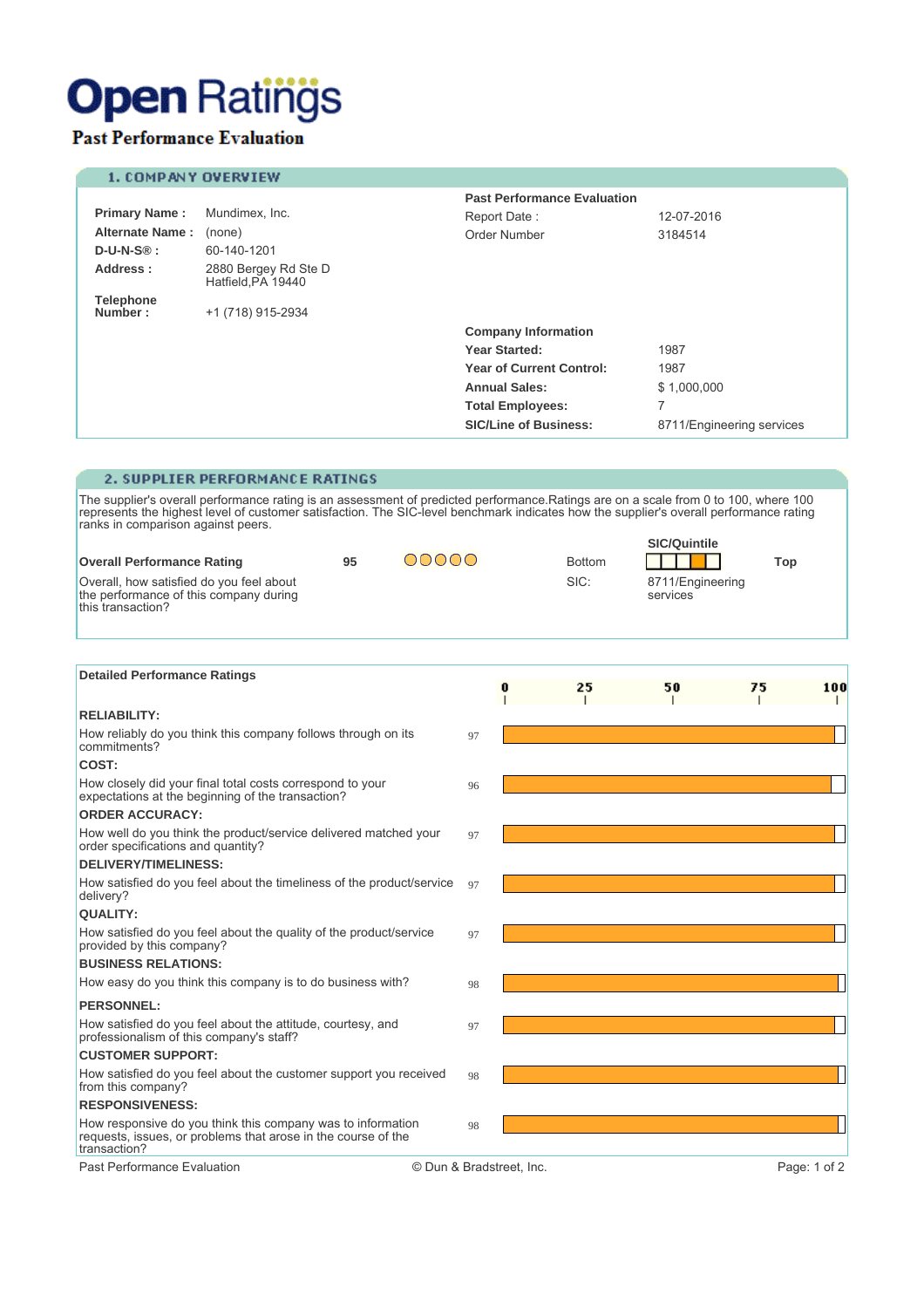# Open Ratings

## Past Performance Evaluation

### 1. COMPANY OVERVIEW

| | |
|---|---|
| **Primary Name :** | Mundimex, Inc. |
| **Alternate Name :** | (none) |
| **D-U-N-S® :** | 60-140-1201 |
| **Address :** | 2880 Bergey Rd Ste D<br>Hatfield,PA 19440 |
| **Telephone Number :** | +1 (718) 915-2934 |

**Past Performance Evaluation**

| | |
|---|---|
| Report Date : | 12-07-2016 |
| Order Number | 3184514 |

**Company Information**

| | |
|---|---|
| **Year Started:** | 1987 |
| **Year of Current Control:** | 1987 |
| **Annual Sales:** | $ 1,000,000 |
| **Total Employees:** | 7 |
| **SIC/Line of Business:** | 8711/Engineering services |

### 2. SUPPLIER PERFORMANCE RATINGS

The supplier's overall performance rating is an assessment of predicted performance.Ratings are on a scale from 0 to 100, where 100 represents the highest level of customer satisfaction. The SIC-level benchmark indicates how the supplier's overall performance rating ranks in comparison against peers.

**Overall Performance Rating** — 95

Overall, how satisfied do you feel about the performance of this company during this transaction?

**SIC/Quintile**: Bottom — Top

SIC: 8711/Engineering services

### Detailed Performance Ratings

| Category | Question | Rating |
|---|---|---|
| **RELIABILITY:** | How reliably do you think this company follows through on its commitments? | 97 |
| **COST:** | How closely did your final total costs correspond to your expectations at the beginning of the transaction? | 96 |
| **ORDER ACCURACY:** | How well do you think the product/service delivered matched your order specifications and quantity? | 97 |
| **DELIVERY/TIMELINESS:** | How satisfied do you feel about the timeliness of the product/service delivery? | 97 |
| **QUALITY:** | How satisfied do you feel about the quality of the product/service provided by this company? | 97 |
| **BUSINESS RELATIONS:** | How easy do you think this company is to do business with? | 98 |
| **PERSONNEL:** | How satisfied do you feel about the attitude, courtesy, and professionalism of this company's staff? | 97 |
| **CUSTOMER SUPPORT:** | How satisfied do you feel about the customer support you received from this company? | 98 |
| **RESPONSIVENESS:** | How responsive do you think this company was to information requests, issues, or problems that arose in the course of the transaction? | 98 |

Past Performance Evaluation © Dun & Bradstreet, Inc.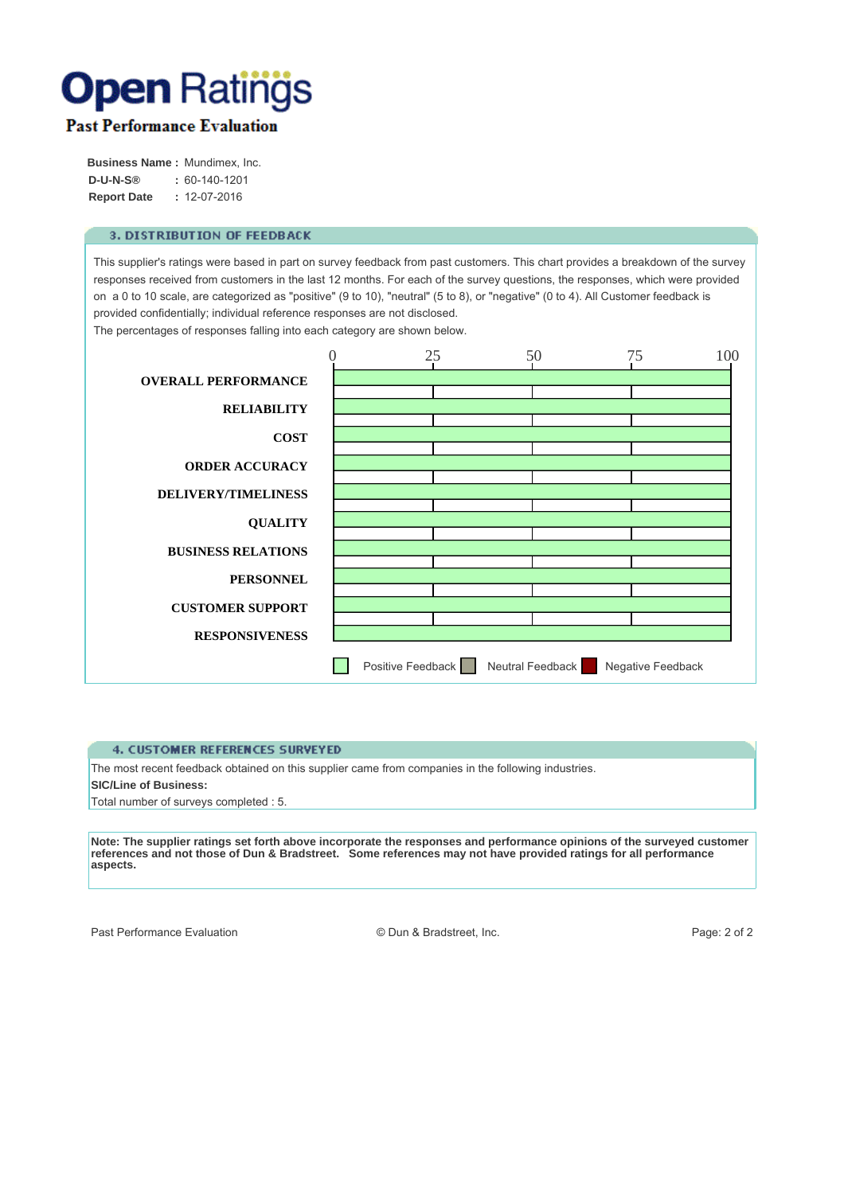# Open Ratings

## Past Performance Evaluation

**Business Name :** Mundimex, Inc.
**D-U-N-S®** : 60-140-1201
**Report Date** : 12-07-2016

### 3. DISTRIBUTION OF FEEDBACK

This supplier's ratings were based in part on survey feedback from past customers. This chart provides a breakdown of the survey responses received from customers in the last 12 months. For each of the survey questions, the responses, which were provided on a 0 to 10 scale, are categorized as "positive" (9 to 10), "neutral" (5 to 8), or "negative" (0 to 4). All Customer feedback is provided confidentially; individual reference responses are not disclosed.
The percentages of responses falling into each category are shown below.

0 25 50 75 100

OVERALL PERFORMANCE
RELIABILITY
COST
ORDER ACCURACY
DELIVERY/TIMELINESS
QUALITY
BUSINESS RELATIONS
PERSONNEL
CUSTOMER SUPPORT
RESPONSIVENESS

Positive Feedback Neutral Feedback Negative Feedback

### 4. CUSTOMER REFERENCES SURVEYED

The most recent feedback obtained on this supplier came from companies in the following industries.
**SIC/Line of Business:**
Total number of surveys completed : 5.

**Note: The supplier ratings set forth above incorporate the responses and performance opinions of the surveyed customer references and not those of Dun & Bradstreet. Some references may not have provided ratings for all performance aspects.**

Past Performance Evaluation © Dun & Bradstreet, Inc.